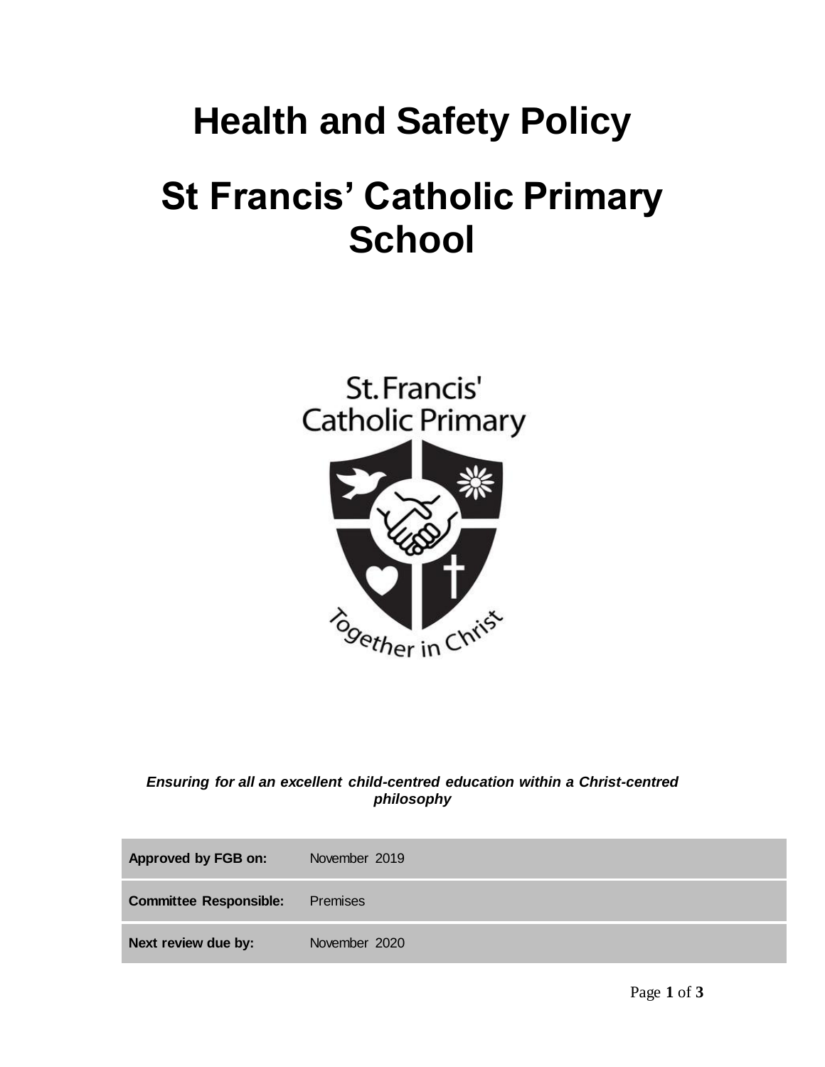# Health and Safety Policy

# St Francis' Catholic Primary School

***Ensuring for all an excellent child-centred education within a Christ-centred philosophy***

| | |
|---|---|
| **Approved by FGB on:** | November 2019 |
| **Committee Responsible:** | Premises |
| **Next review due by:** | November 2020 |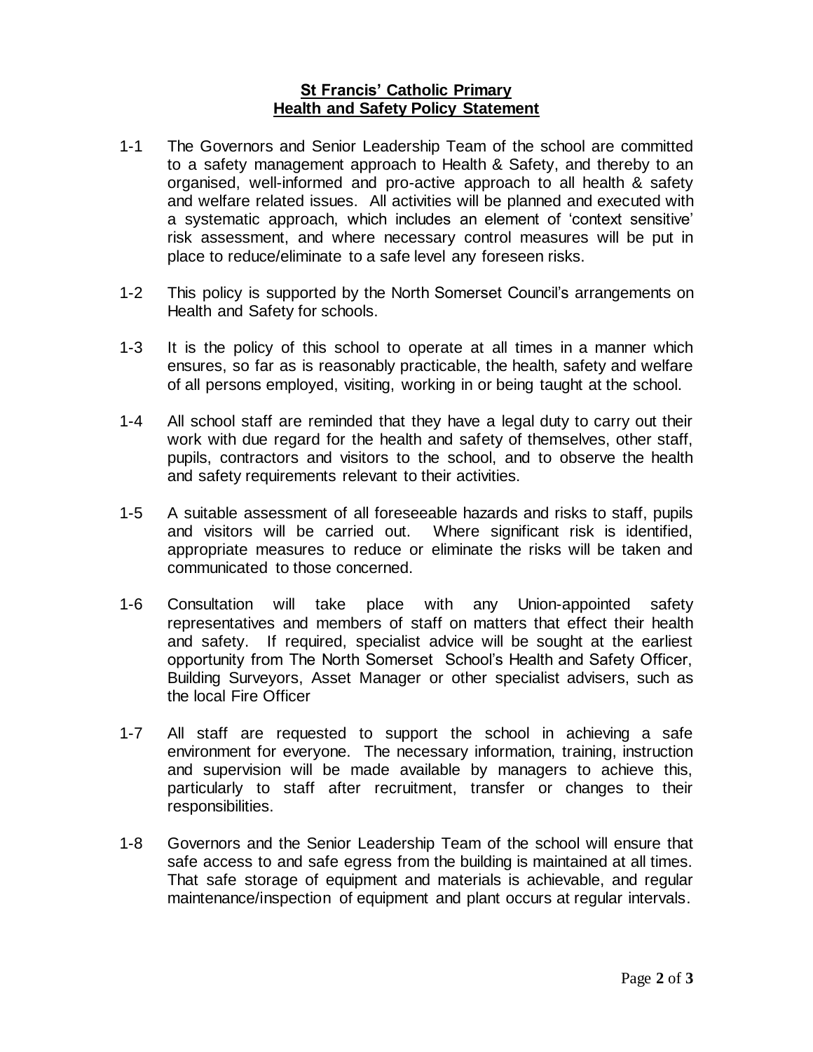**St Francis' Catholic Primary**
**Health and Safety Policy Statement**

1-1 The Governors and Senior Leadership Team of the school are committed to a safety management approach to Health & Safety, and thereby to an organised, well-informed and pro-active approach to all health & safety and welfare related issues. All activities will be planned and executed with a systematic approach, which includes an element of 'context sensitive' risk assessment, and where necessary control measures will be put in place to reduce/eliminate to a safe level any foreseen risks.

1-2 This policy is supported by the North Somerset Council's arrangements on Health and Safety for schools.

1-3 It is the policy of this school to operate at all times in a manner which ensures, so far as is reasonably practicable, the health, safety and welfare of all persons employed, visiting, working in or being taught at the school.

1-4 All school staff are reminded that they have a legal duty to carry out their work with due regard for the health and safety of themselves, other staff, pupils, contractors and visitors to the school, and to observe the health and safety requirements relevant to their activities.

1-5 A suitable assessment of all foreseeable hazards and risks to staff, pupils and visitors will be carried out. Where significant risk is identified, appropriate measures to reduce or eliminate the risks will be taken and communicated to those concerned.

1-6 Consultation will take place with any Union-appointed safety representatives and members of staff on matters that effect their health and safety. If required, specialist advice will be sought at the earliest opportunity from The North Somerset School's Health and Safety Officer, Building Surveyors, Asset Manager or other specialist advisers, such as the local Fire Officer

1-7 All staff are requested to support the school in achieving a safe environment for everyone. The necessary information, training, instruction and supervision will be made available by managers to achieve this, particularly to staff after recruitment, transfer or changes to their responsibilities.

1-8 Governors and the Senior Leadership Team of the school will ensure that safe access to and safe egress from the building is maintained at all times. That safe storage of equipment and materials is achievable, and regular maintenance/inspection of equipment and plant occurs at regular intervals.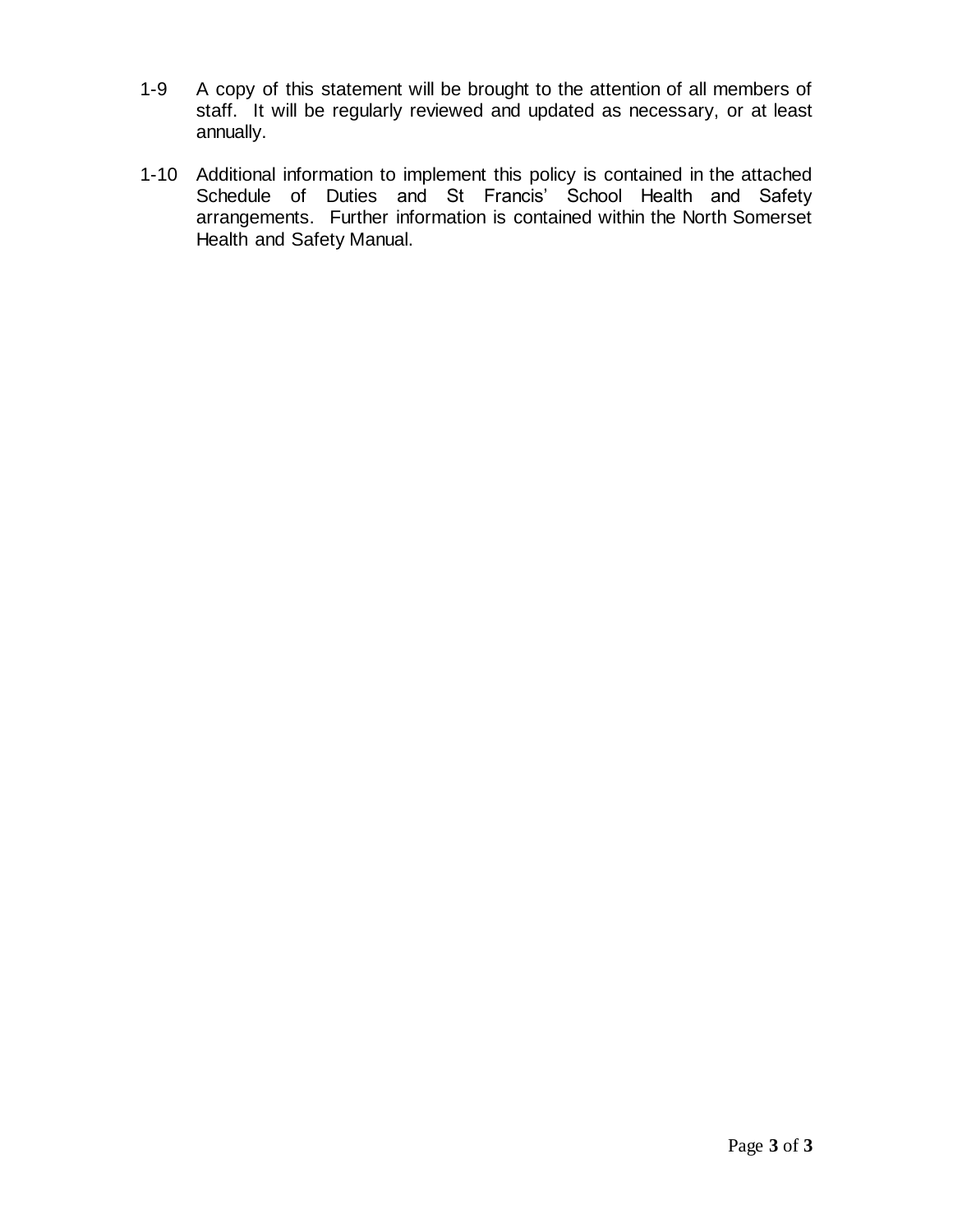1-9 A copy of this statement will be brought to the attention of all members of staff. It will be regularly reviewed and updated as necessary, or at least annually.

1-10 Additional information to implement this policy is contained in the attached Schedule of Duties and St Francis' School Health and Safety arrangements. Further information is contained within the North Somerset Health and Safety Manual.